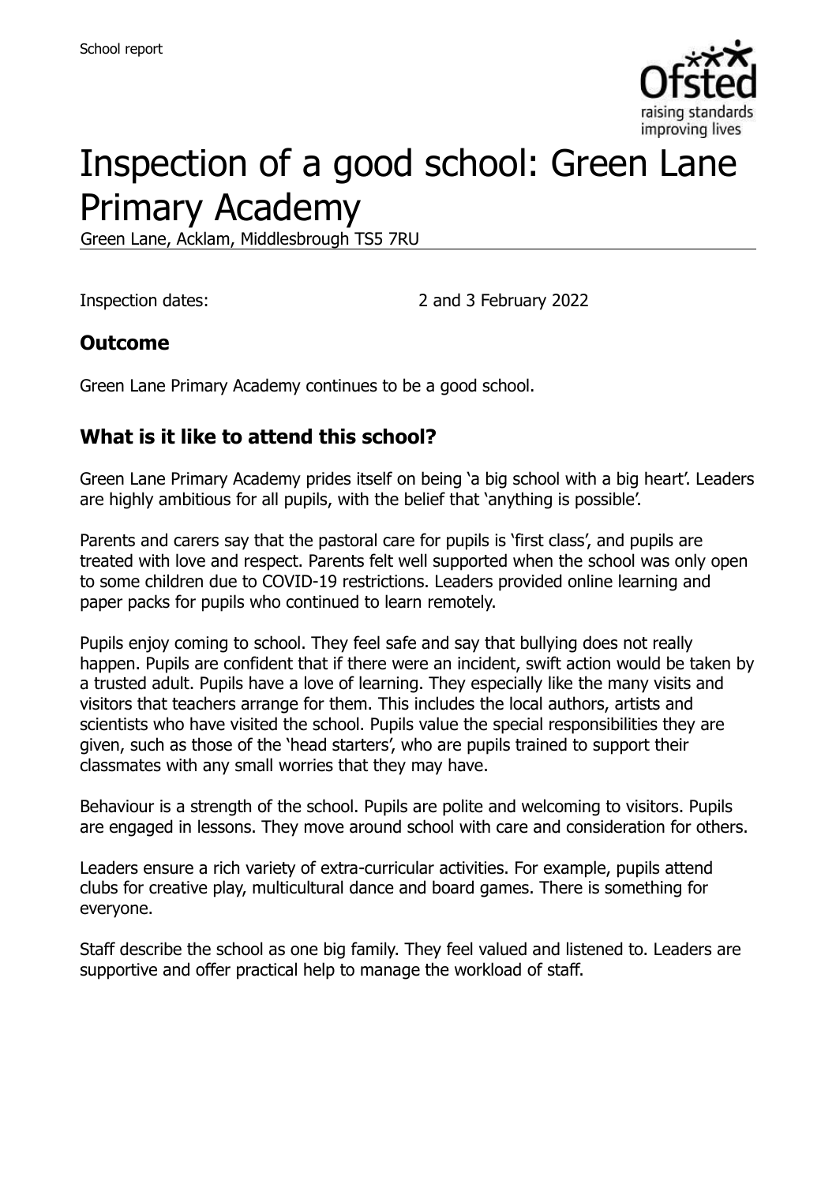School report

# Inspection of a good school: Green Lane Primary Academy

Green Lane, Acklam, Middlesbrough TS5 7RU

Inspection dates: 2 and 3 February 2022

## Outcome

Green Lane Primary Academy continues to be a good school.

## What is it like to attend this school?

Green Lane Primary Academy prides itself on being 'a big school with a big heart'. Leaders are highly ambitious for all pupils, with the belief that 'anything is possible'.

Parents and carers say that the pastoral care for pupils is 'first class', and pupils are treated with love and respect. Parents felt well supported when the school was only open to some children due to COVID-19 restrictions. Leaders provided online learning and paper packs for pupils who continued to learn remotely.

Pupils enjoy coming to school. They feel safe and say that bullying does not really happen. Pupils are confident that if there were an incident, swift action would be taken by a trusted adult. Pupils have a love of learning. They especially like the many visits and visitors that teachers arrange for them. This includes the local authors, artists and scientists who have visited the school. Pupils value the special responsibilities they are given, such as those of the 'head starters', who are pupils trained to support their classmates with any small worries that they may have.

Behaviour is a strength of the school. Pupils are polite and welcoming to visitors. Pupils are engaged in lessons. They move around school with care and consideration for others.

Leaders ensure a rich variety of extra-curricular activities. For example, pupils attend clubs for creative play, multicultural dance and board games. There is something for everyone.

Staff describe the school as one big family. They feel valued and listened to. Leaders are supportive and offer practical help to manage the workload of staff.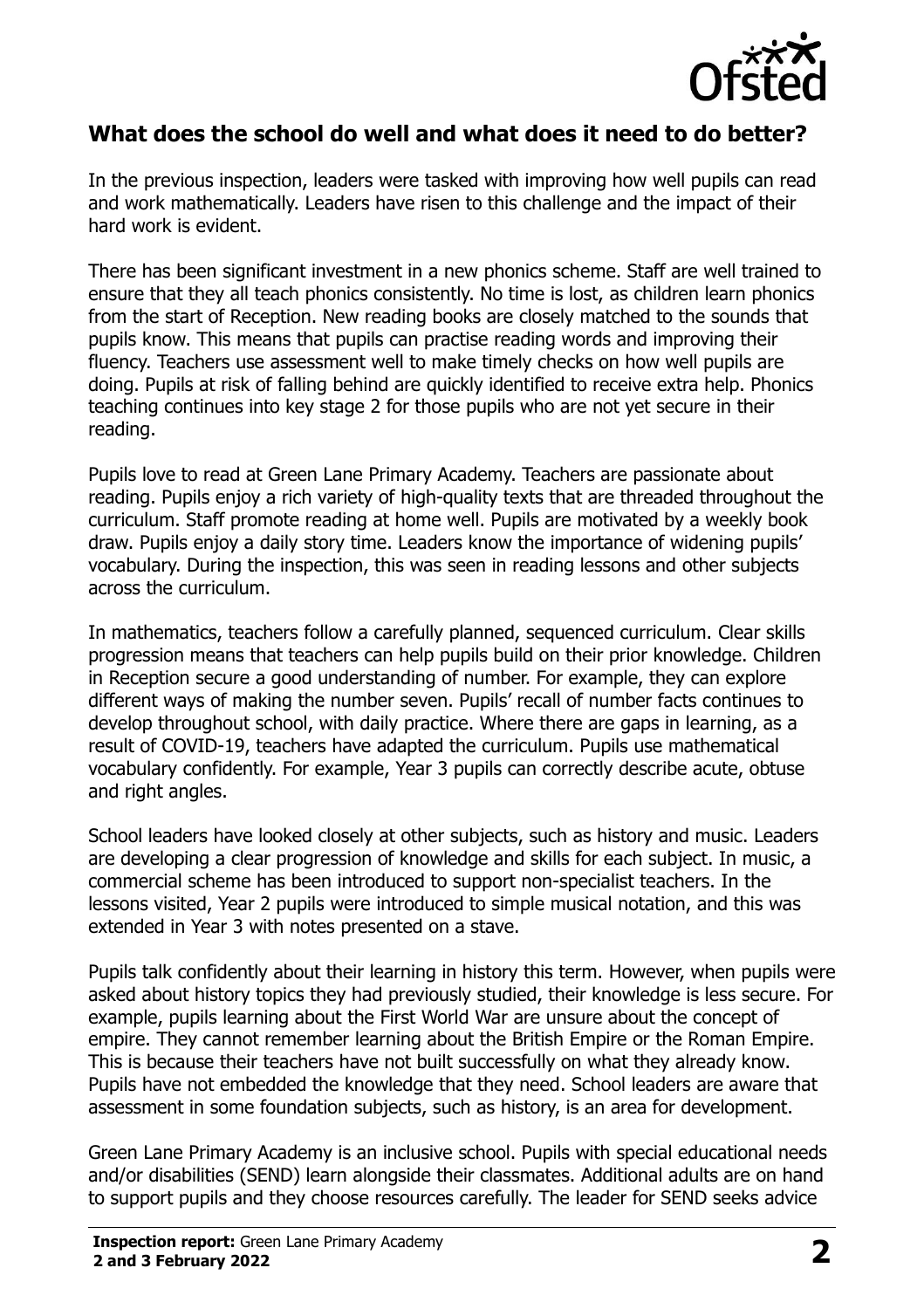## What does the school do well and what does it need to do better?

In the previous inspection, leaders were tasked with improving how well pupils can read and work mathematically. Leaders have risen to this challenge and the impact of their hard work is evident.

There has been significant investment in a new phonics scheme. Staff are well trained to ensure that they all teach phonics consistently. No time is lost, as children learn phonics from the start of Reception. New reading books are closely matched to the sounds that pupils know. This means that pupils can practise reading words and improving their fluency. Teachers use assessment well to make timely checks on how well pupils are doing. Pupils at risk of falling behind are quickly identified to receive extra help. Phonics teaching continues into key stage 2 for those pupils who are not yet secure in their reading.

Pupils love to read at Green Lane Primary Academy. Teachers are passionate about reading. Pupils enjoy a rich variety of high-quality texts that are threaded throughout the curriculum. Staff promote reading at home well. Pupils are motivated by a weekly book draw. Pupils enjoy a daily story time. Leaders know the importance of widening pupils' vocabulary. During the inspection, this was seen in reading lessons and other subjects across the curriculum.

In mathematics, teachers follow a carefully planned, sequenced curriculum. Clear skills progression means that teachers can help pupils build on their prior knowledge. Children in Reception secure a good understanding of number. For example, they can explore different ways of making the number seven. Pupils' recall of number facts continues to develop throughout school, with daily practice. Where there are gaps in learning, as a result of COVID-19, teachers have adapted the curriculum. Pupils use mathematical vocabulary confidently. For example, Year 3 pupils can correctly describe acute, obtuse and right angles.

School leaders have looked closely at other subjects, such as history and music. Leaders are developing a clear progression of knowledge and skills for each subject. In music, a commercial scheme has been introduced to support non-specialist teachers. In the lessons visited, Year 2 pupils were introduced to simple musical notation, and this was extended in Year 3 with notes presented on a stave.

Pupils talk confidently about their learning in history this term. However, when pupils were asked about history topics they had previously studied, their knowledge is less secure. For example, pupils learning about the First World War are unsure about the concept of empire. They cannot remember learning about the British Empire or the Roman Empire. This is because their teachers have not built successfully on what they already know. Pupils have not embedded the knowledge that they need. School leaders are aware that assessment in some foundation subjects, such as history, is an area for development.

Green Lane Primary Academy is an inclusive school. Pupils with special educational needs and/or disabilities (SEND) learn alongside their classmates. Additional adults are on hand to support pupils and they choose resources carefully. The leader for SEND seeks advice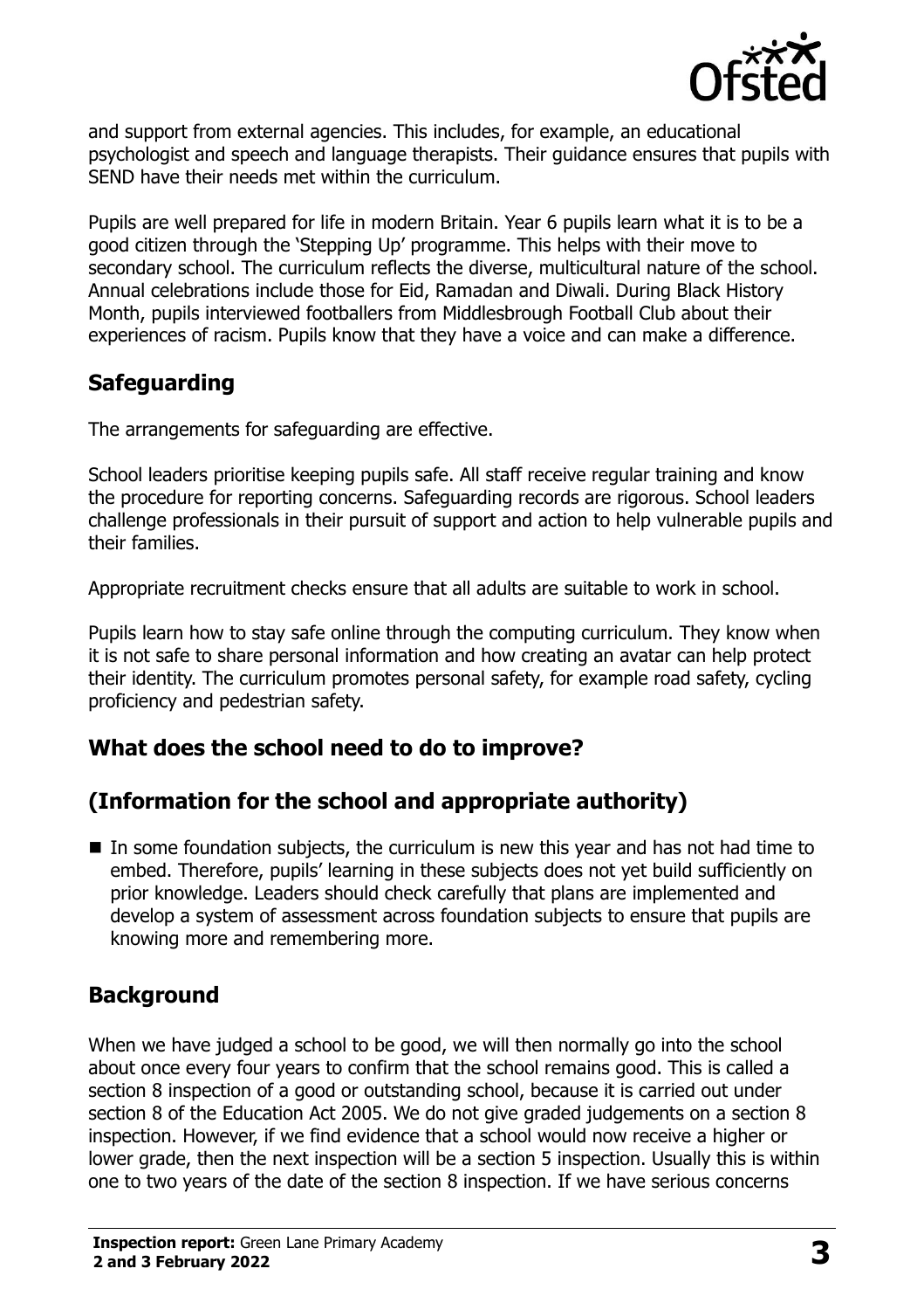and support from external agencies. This includes, for example, an educational psychologist and speech and language therapists. Their guidance ensures that pupils with SEND have their needs met within the curriculum.

Pupils are well prepared for life in modern Britain. Year 6 pupils learn what it is to be a good citizen through the 'Stepping Up' programme. This helps with their move to secondary school. The curriculum reflects the diverse, multicultural nature of the school. Annual celebrations include those for Eid, Ramadan and Diwali. During Black History Month, pupils interviewed footballers from Middlesbrough Football Club about their experiences of racism. Pupils know that they have a voice and can make a difference.

## Safeguarding

The arrangements for safeguarding are effective.

School leaders prioritise keeping pupils safe. All staff receive regular training and know the procedure for reporting concerns. Safeguarding records are rigorous. School leaders challenge professionals in their pursuit of support and action to help vulnerable pupils and their families.

Appropriate recruitment checks ensure that all adults are suitable to work in school.

Pupils learn how to stay safe online through the computing curriculum. They know when it is not safe to share personal information and how creating an avatar can help protect their identity. The curriculum promotes personal safety, for example road safety, cycling proficiency and pedestrian safety.

## What does the school need to do to improve?

## (Information for the school and appropriate authority)

- In some foundation subjects, the curriculum is new this year and has not had time to embed. Therefore, pupils' learning in these subjects does not yet build sufficiently on prior knowledge. Leaders should check carefully that plans are implemented and develop a system of assessment across foundation subjects to ensure that pupils are knowing more and remembering more.

## Background

When we have judged a school to be good, we will then normally go into the school about once every four years to confirm that the school remains good. This is called a section 8 inspection of a good or outstanding school, because it is carried out under section 8 of the Education Act 2005. We do not give graded judgements on a section 8 inspection. However, if we find evidence that a school would now receive a higher or lower grade, then the next inspection will be a section 5 inspection. Usually this is within one to two years of the date of the section 8 inspection. If we have serious concerns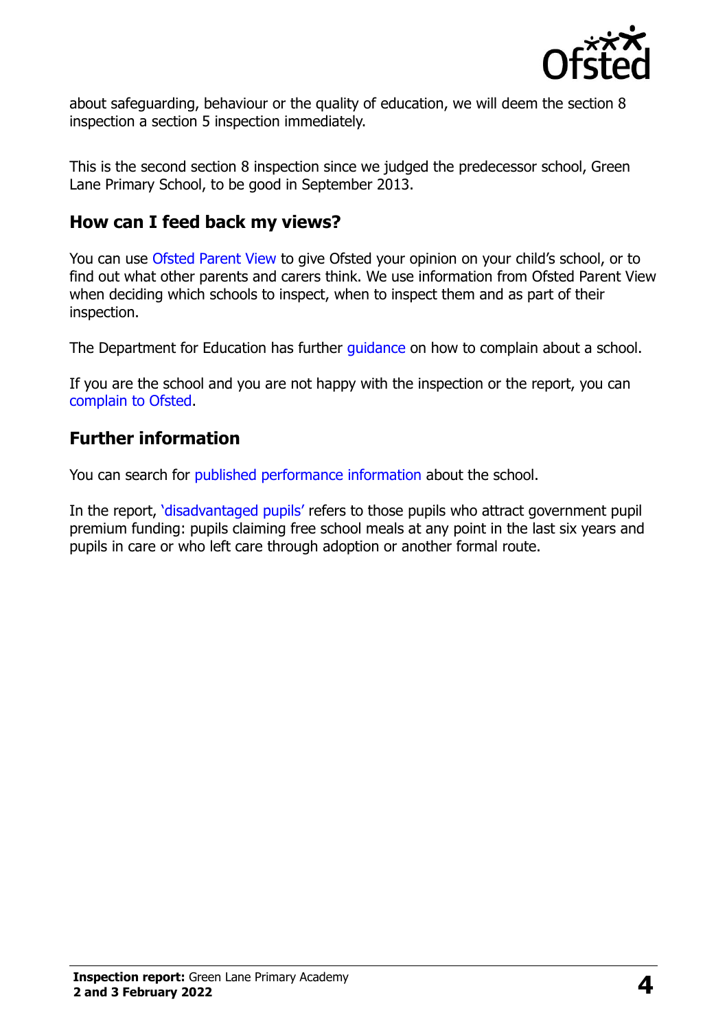about safeguarding, behaviour or the quality of education, we will deem the section 8 inspection a section 5 inspection immediately.

This is the second section 8 inspection since we judged the predecessor school, Green Lane Primary School, to be good in September 2013.

## How can I feed back my views?

You can use Ofsted Parent View to give Ofsted your opinion on your child's school, or to find out what other parents and carers think. We use information from Ofsted Parent View when deciding which schools to inspect, when to inspect them and as part of their inspection.

The Department for Education has further guidance on how to complain about a school.

If you are the school and you are not happy with the inspection or the report, you can complain to Ofsted.

## Further information

You can search for published performance information about the school.

In the report, 'disadvantaged pupils' refers to those pupils who attract government pupil premium funding: pupils claiming free school meals at any point in the last six years and pupils in care or who left care through adoption or another formal route.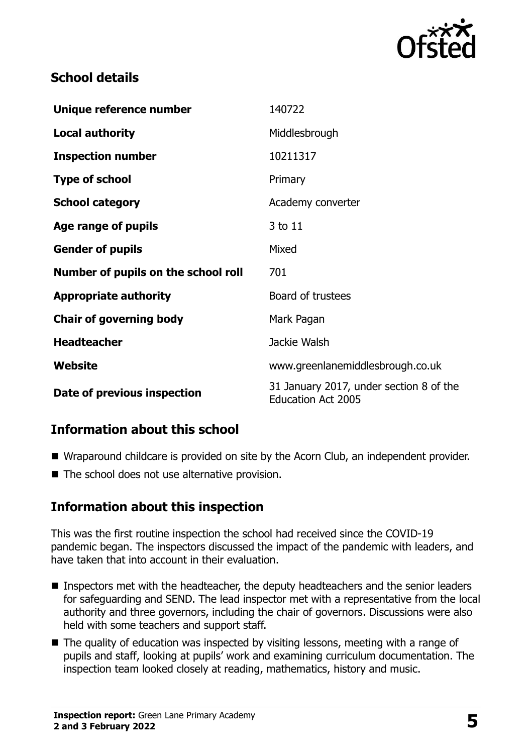## School details

| | |
|---|---|
| **Unique reference number** | 140722 |
| **Local authority** | Middlesbrough |
| **Inspection number** | 10211317 |
| **Type of school** | Primary |
| **School category** | Academy converter |
| **Age range of pupils** | 3 to 11 |
| **Gender of pupils** | Mixed |
| **Number of pupils on the school roll** | 701 |
| **Appropriate authority** | Board of trustees |
| **Chair of governing body** | Mark Pagan |
| **Headteacher** | Jackie Walsh |
| **Website** | www.greenlanemiddlesbrough.co.uk |
| **Date of previous inspection** | 31 January 2017, under section 8 of the Education Act 2005 |

## Information about this school

- Wraparound childcare is provided on site by the Acorn Club, an independent provider.
- The school does not use alternative provision.

## Information about this inspection

This was the first routine inspection the school had received since the COVID-19 pandemic began. The inspectors discussed the impact of the pandemic with leaders, and have taken that into account in their evaluation.

- Inspectors met with the headteacher, the deputy headteachers and the senior leaders for safeguarding and SEND. The lead inspector met with a representative from the local authority and three governors, including the chair of governors. Discussions were also held with some teachers and support staff.
- The quality of education was inspected by visiting lessons, meeting with a range of pupils and staff, looking at pupils' work and examining curriculum documentation. The inspection team looked closely at reading, mathematics, history and music.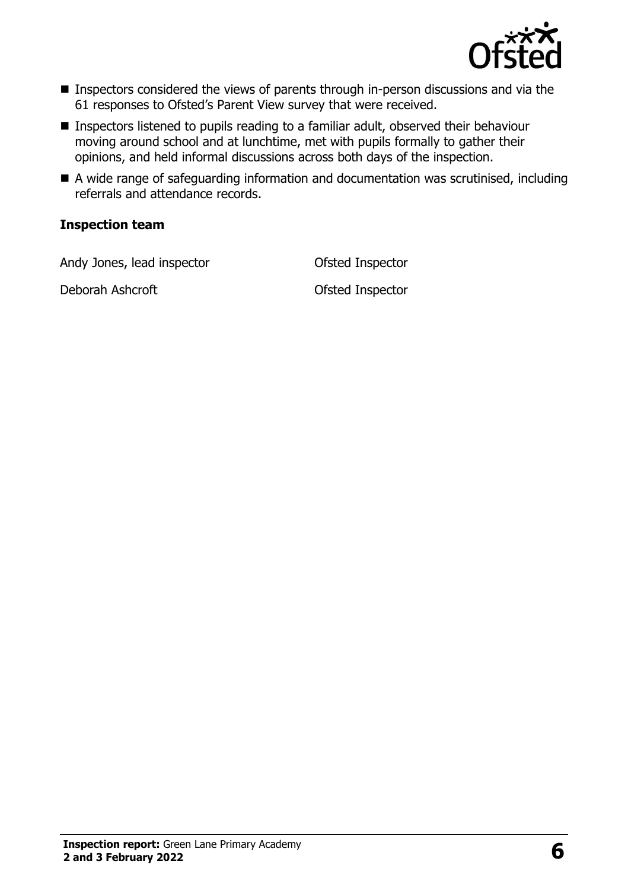- Inspectors considered the views of parents through in-person discussions and via the 61 responses to Ofsted's Parent View survey that were received.
- Inspectors listened to pupils reading to a familiar adult, observed their behaviour moving around school and at lunchtime, met with pupils formally to gather their opinions, and held informal discussions across both days of the inspection.
- A wide range of safeguarding information and documentation was scrutinised, including referrals and attendance records.

### Inspection team

| | |
|---|---|
| Andy Jones, lead inspector | Ofsted Inspector |
| Deborah Ashcroft | Ofsted Inspector |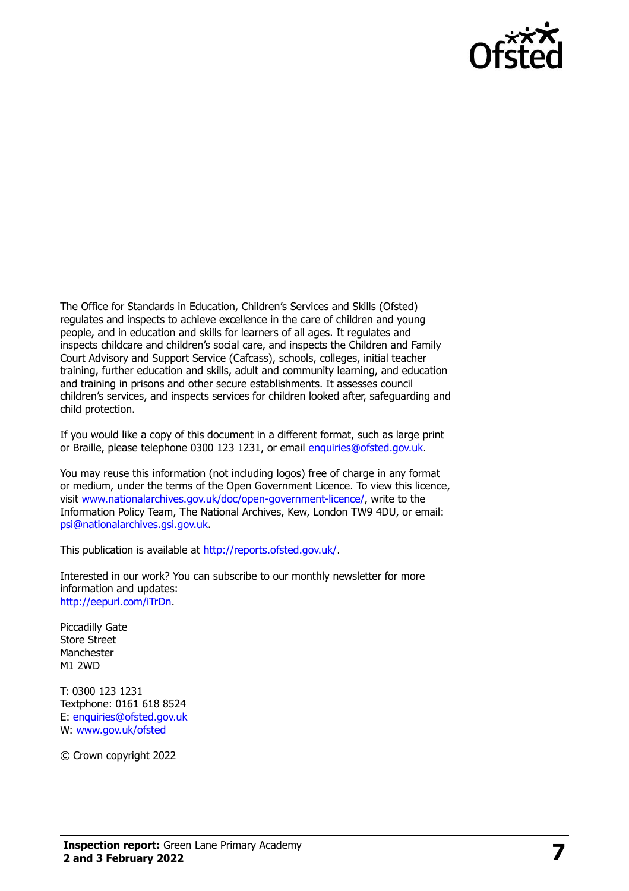The Office for Standards in Education, Children's Services and Skills (Ofsted) regulates and inspects to achieve excellence in the care of children and young people, and in education and skills for learners of all ages. It regulates and inspects childcare and children's social care, and inspects the Children and Family Court Advisory and Support Service (Cafcass), schools, colleges, initial teacher training, further education and skills, adult and community learning, and education and training in prisons and other secure establishments. It assesses council children's services, and inspects services for children looked after, safeguarding and child protection.

If you would like a copy of this document in a different format, such as large print or Braille, please telephone 0300 123 1231, or email enquiries@ofsted.gov.uk.

You may reuse this information (not including logos) free of charge in any format or medium, under the terms of the Open Government Licence. To view this licence, visit www.nationalarchives.gov.uk/doc/open-government-licence/, write to the Information Policy Team, The National Archives, Kew, London TW9 4DU, or email: psi@nationalarchives.gsi.gov.uk.

This publication is available at http://reports.ofsted.gov.uk/.

Interested in our work? You can subscribe to our monthly newsletter for more information and updates:
http://eepurl.com/iTrDn.

Piccadilly Gate
Store Street
Manchester
M1 2WD

T: 0300 123 1231
Textphone: 0161 618 8524
E: enquiries@ofsted.gov.uk
W: www.gov.uk/ofsted

© Crown copyright 2022